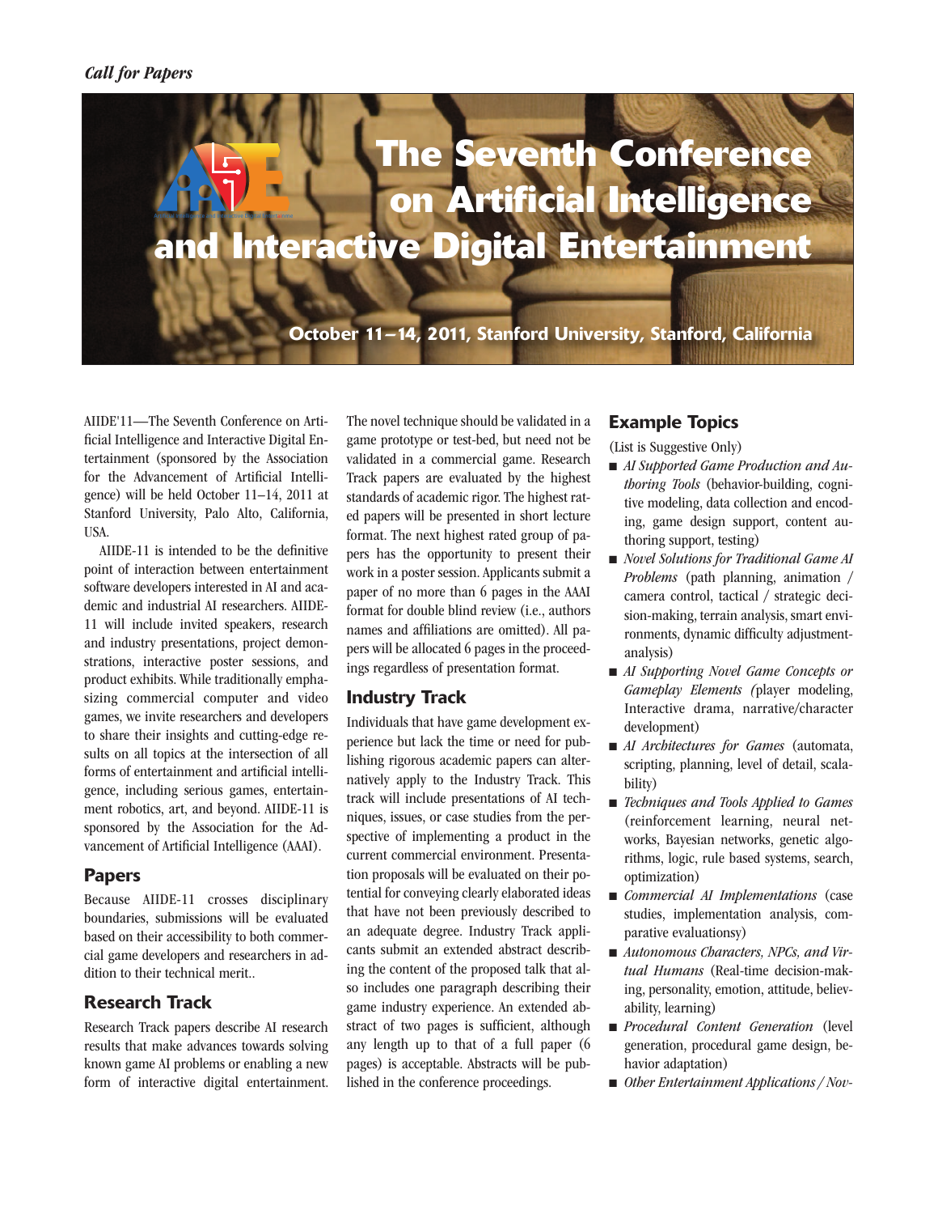*Call for Papers*

# The Seventh Conference on Artificial Intelligence and Interactive Digital Entertainment

**October 11–14, 2011, Stanford University, Stanford, California**

AIIDE'11—The Seventh Conference on Artificial Intelligence and Interactive Digital Entertainment (sponsored by the Association for the Advancement of Artificial Intelligence) will be held October 11–14, 2011 at Stanford University, Palo Alto, California, USA.

AIIDE-11 is intended to be the definitive point of interaction between entertainment software developers interested in AI and academic and industrial AI researchers. AIIDE-11 will include invited speakers, research and industry presentations, project demonstrations, interactive poster sessions, and product exhibits. While traditionally emphasizing commercial computer and video games, we invite researchers and developers to share their insights and cutting-edge results on all topics at the intersection of all forms of entertainment and artificial intelligence, including serious games, entertainment robotics, art, and beyond. AIIDE-11 is sponsored by the Association for the Advancement of Artificial Intelligence (AAAI).

## Papers

Because AIIDE-11 crosses disciplinary boundaries, submissions will be evaluated based on their accessibility to both commercial game developers and researchers in addition to their technical merit..

## Research Track

Research Track papers describe AI research results that make advances towards solving known game AI problems or enabling a new form of interactive digital entertainment. The novel technique should be validated in a game prototype or test-bed, but need not be validated in a commercial game. Research Track papers are evaluated by the highest standards of academic rigor. The highest rated papers will be presented in short lecture format. The next highest rated group of papers has the opportunity to present their work in a poster session. Applicants submit a paper of no more than 6 pages in the AAAI format for double blind review (i.e., authors names and affiliations are omitted). All papers will be allocated 6 pages in the proceedings regardless of presentation format.

## Industry Track

Individuals that have game development experience but lack the time or need for publishing rigorous academic papers can alternatively apply to the Industry Track. This track will include presentations of AI techniques, issues, or case studies from the perspective of implementing a product in the current commercial environment. Presentation proposals will be evaluated on their potential for conveying clearly elaborated ideas that have not been previously described to an adequate degree. Industry Track applicants submit an extended abstract describing the content of the proposed talk that also includes one paragraph describing their game industry experience. An extended abstract of two pages is sufficient, although any length up to that of a full paper (6 pages) is acceptable. Abstracts will be published in the conference proceedings.

## Example Topics

(List is Suggestive Only)

- *AI Supported Game Production and Authoring Tools* (behavior-building, cognitive modeling, data collection and encoding, game design support, content authoring support, testing)
- *Novel Solutions for Traditional Game AI Problems* (path planning, animation / camera control, tactical / strategic decision-making, terrain analysis, smart environments, dynamic difficulty adjustment-analysis)
- *AI Supporting Novel Game Concepts or Gameplay Elements (*player modeling, Interactive drama, narrative/character development)
- *AI Architectures for Games* (automata, scripting, planning, level of detail, scalability)
- *Techniques and Tools Applied to Games* (reinforcement learning, neural networks, Bayesian networks, genetic algorithms, logic, rule based systems, search, optimization)
- *Commercial AI Implementations* (case studies, implementation analysis, comparative evaluationsy)
- *Autonomous Characters, NPCs, and Virtual Humans* (Real-time decision-making, personality, emotion, attitude, believability, learning)
- *Procedural Content Generation* (level generation, procedural game design, behavior adaptation)
- *Other Entertainment Applications / Nov-*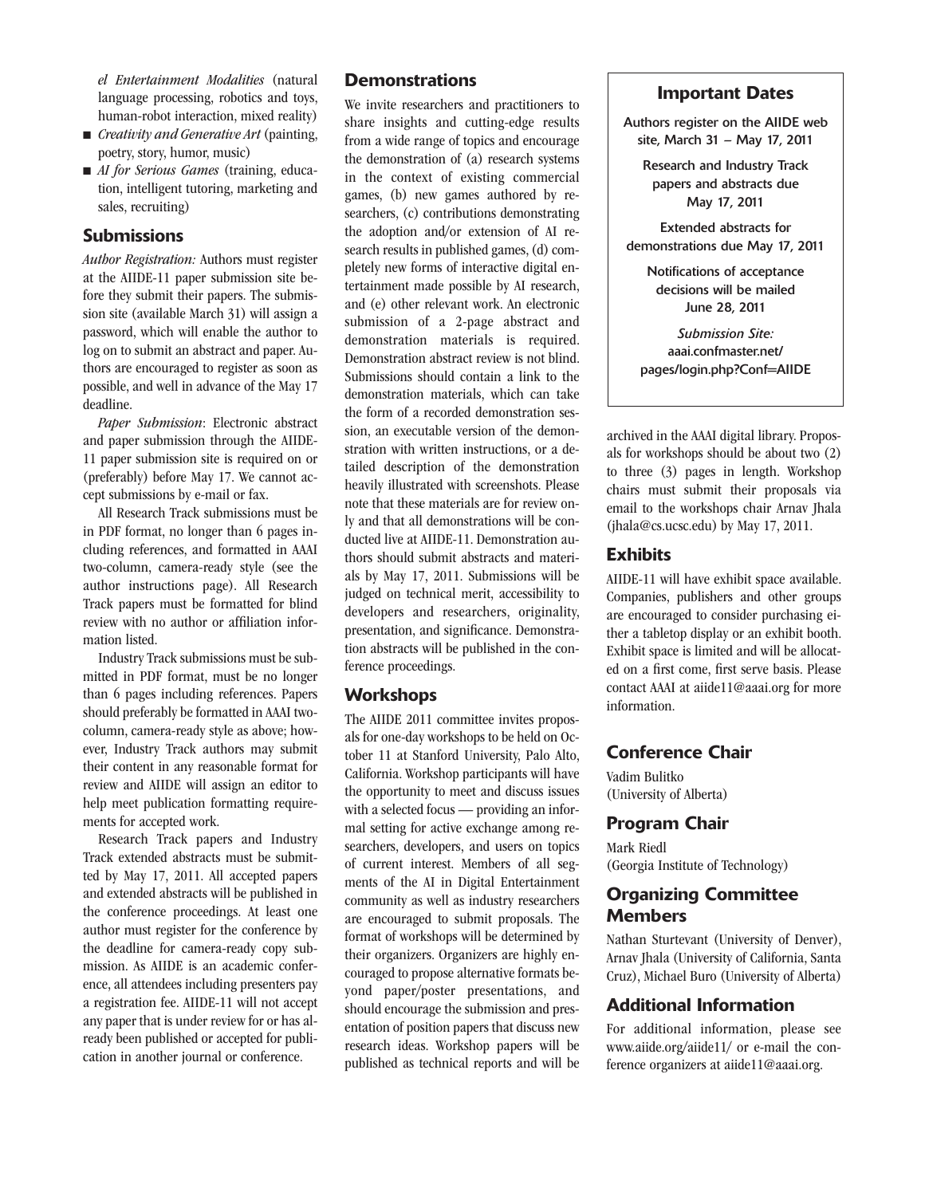*el Entertainment Modalities* (natural language processing, robotics and toys, human-robot interaction, mixed reality)

- *Creativity and Generative Art* (painting, poetry, story, humor, music)
- *AI for Serious Games* (training, education, intelligent tutoring, marketing and sales, recruiting)

## Submissions

*Author Registration:* Authors must register at the AIIDE-11 paper submission site before they submit their papers. The submission site (available March 31) will assign a password, which will enable the author to log on to submit an abstract and paper. Authors are encouraged to register as soon as possible, and well in advance of the May 17 deadline.

*Paper Submission*: Electronic abstract and paper submission through the AIIDE-11 paper submission site is required on or (preferably) before May 17. We cannot accept submissions by e-mail or fax.

All Research Track submissions must be in PDF format, no longer than 6 pages including references, and formatted in AAAI two-column, camera-ready style (see the author instructions page). All Research Track papers must be formatted for blind review with no author or affiliation information listed.

Industry Track submissions must be submitted in PDF format, must be no longer than 6 pages including references. Papers should preferably be formatted in AAAI two-column, camera-ready style as above; however, Industry Track authors may submit their content in any reasonable format for review and AIIDE will assign an editor to help meet publication formatting requirements for accepted work.

Research Track papers and Industry Track extended abstracts must be submitted by May 17, 2011. All accepted papers and extended abstracts will be published in the conference proceedings. At least one author must register for the conference by the deadline for camera-ready copy submission. As AIIDE is an academic conference, all attendees including presenters pay a registration fee. AIIDE-11 will not accept any paper that is under review for or has already been published or accepted for publication in another journal or conference.

## Demonstrations

We invite researchers and practitioners to share insights and cutting-edge results from a wide range of topics and encourage the demonstration of (a) research systems in the context of existing commercial games, (b) new games authored by researchers, (c) contributions demonstrating the adoption and/or extension of AI research results in published games, (d) completely new forms of interactive digital entertainment made possible by AI research, and (e) other relevant work. An electronic submission of a 2-page abstract and demonstration materials is required. Demonstration abstract review is not blind. Submissions should contain a link to the demonstration materials, which can take the form of a recorded demonstration session, an executable version of the demonstration with written instructions, or a detailed description of the demonstration heavily illustrated with screenshots. Please note that these materials are for review only and that all demonstrations will be conducted live at AIIDE-11. Demonstration authors should submit abstracts and materials by May 17, 2011. Submissions will be judged on technical merit, accessibility to developers and researchers, originality, presentation, and significance. Demonstration abstracts will be published in the conference proceedings.

## Workshops

The AIIDE 2011 committee invites proposals for one-day workshops to be held on October 11 at Stanford University, Palo Alto, California. Workshop participants will have the opportunity to meet and discuss issues with a selected focus — providing an informal setting for active exchange among researchers, developers, and users on topics of current interest. Members of all segments of the AI in Digital Entertainment community as well as industry researchers are encouraged to submit proposals. The format of workshops will be determined by their organizers. Organizers are highly encouraged to propose alternative formats beyond paper/poster presentations, and should encourage the submission and presentation of position papers that discuss new research ideas. Workshop papers will be published as technical reports and will be archived in the AAAI digital library. Proposals for workshops should be about two (2) to three (3) pages in length. Workshop chairs must submit their proposals via email to the workshops chair Arnav Jhala (jhala@cs.ucsc.edu) by May 17, 2011.

## Important Dates

Authors register on the AIIDE web site, March 31 – May 17, 2011

Research and Industry Track papers and abstracts due May 17, 2011

Extended abstracts for demonstrations due May 17, 2011

Notifications of acceptance decisions will be mailed June 28, 2011

*Submission Site:*
aaai.confmaster.net/pages/login.php?Conf=AIIDE

## Exhibits

AIIDE-11 will have exhibit space available. Companies, publishers and other groups are encouraged to consider purchasing either a tabletop display or an exhibit booth. Exhibit space is limited and will be allocated on a first come, first serve basis. Please contact AAAI at aiide11@aaai.org for more information.

## Conference Chair

Vadim Bulitko
(University of Alberta)

## Program Chair

Mark Riedl
(Georgia Institute of Technology)

## Organizing Committee Members

Nathan Sturtevant (University of Denver), Arnav Jhala (University of California, Santa Cruz), Michael Buro (University of Alberta)

## Additional Information

For additional information, please see www.aiide.org/aiide11/ or e-mail the conference organizers at aiide11@aaai.org.